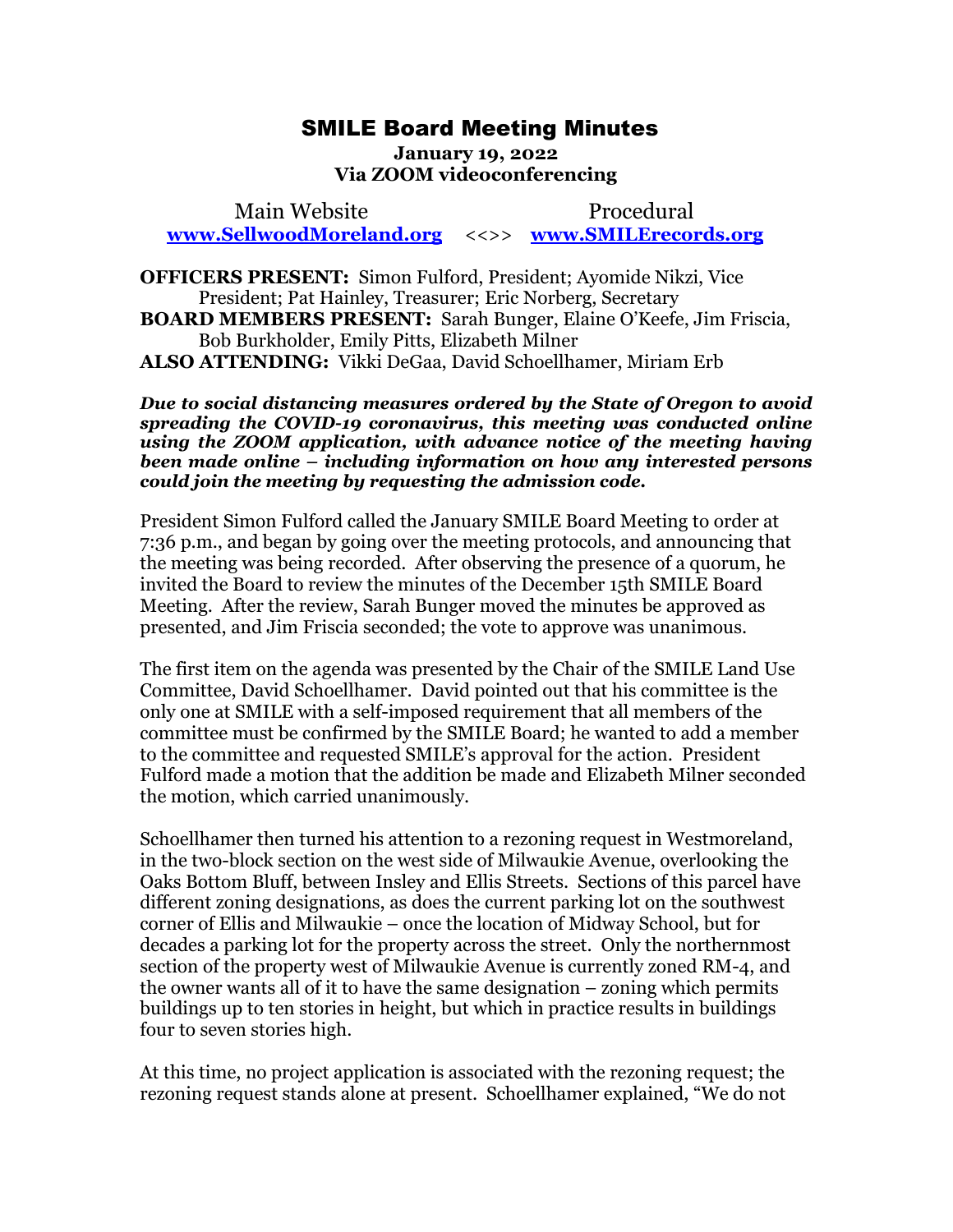# SMILE Board Meeting Minutes

**January 19, 2022**
**Via ZOOM videoconferencing**

Main Website **www.SellwoodMoreland.org** <<>> Procedural **www.SMILErecords.org**

**OFFICERS PRESENT:** Simon Fulford, President; Ayomide Nikzi, Vice President; Pat Hainley, Treasurer; Eric Norberg, Secretary
**BOARD MEMBERS PRESENT:** Sarah Bunger, Elaine O'Keefe, Jim Friscia, Bob Burkholder, Emily Pitts, Elizabeth Milner
**ALSO ATTENDING:** Vikki DeGaa, David Schoellhamer, Miriam Erb

***Due to social distancing measures ordered by the State of Oregon to avoid spreading the COVID-19 coronavirus, this meeting was conducted online using the ZOOM application, with advance notice of the meeting having been made online – including information on how any interested persons could join the meeting by requesting the admission code.***

President Simon Fulford called the January SMILE Board Meeting to order at 7:36 p.m., and began by going over the meeting protocols, and announcing that the meeting was being recorded. After observing the presence of a quorum, he invited the Board to review the minutes of the December 15th SMILE Board Meeting. After the review, Sarah Bunger moved the minutes be approved as presented, and Jim Friscia seconded; the vote to approve was unanimous.

The first item on the agenda was presented by the Chair of the SMILE Land Use Committee, David Schoellhamer. David pointed out that his committee is the only one at SMILE with a self-imposed requirement that all members of the committee must be confirmed by the SMILE Board; he wanted to add a member to the committee and requested SMILE's approval for the action. President Fulford made a motion that the addition be made and Elizabeth Milner seconded the motion, which carried unanimously.

Schoellhamer then turned his attention to a rezoning request in Westmoreland, in the two-block section on the west side of Milwaukie Avenue, overlooking the Oaks Bottom Bluff, between Insley and Ellis Streets. Sections of this parcel have different zoning designations, as does the current parking lot on the southwest corner of Ellis and Milwaukie – once the location of Midway School, but for decades a parking lot for the property across the street. Only the northernmost section of the property west of Milwaukie Avenue is currently zoned RM-4, and the owner wants all of it to have the same designation – zoning which permits buildings up to ten stories in height, but which in practice results in buildings four to seven stories high.

At this time, no project application is associated with the rezoning request; the rezoning request stands alone at present. Schoellhamer explained, "We do not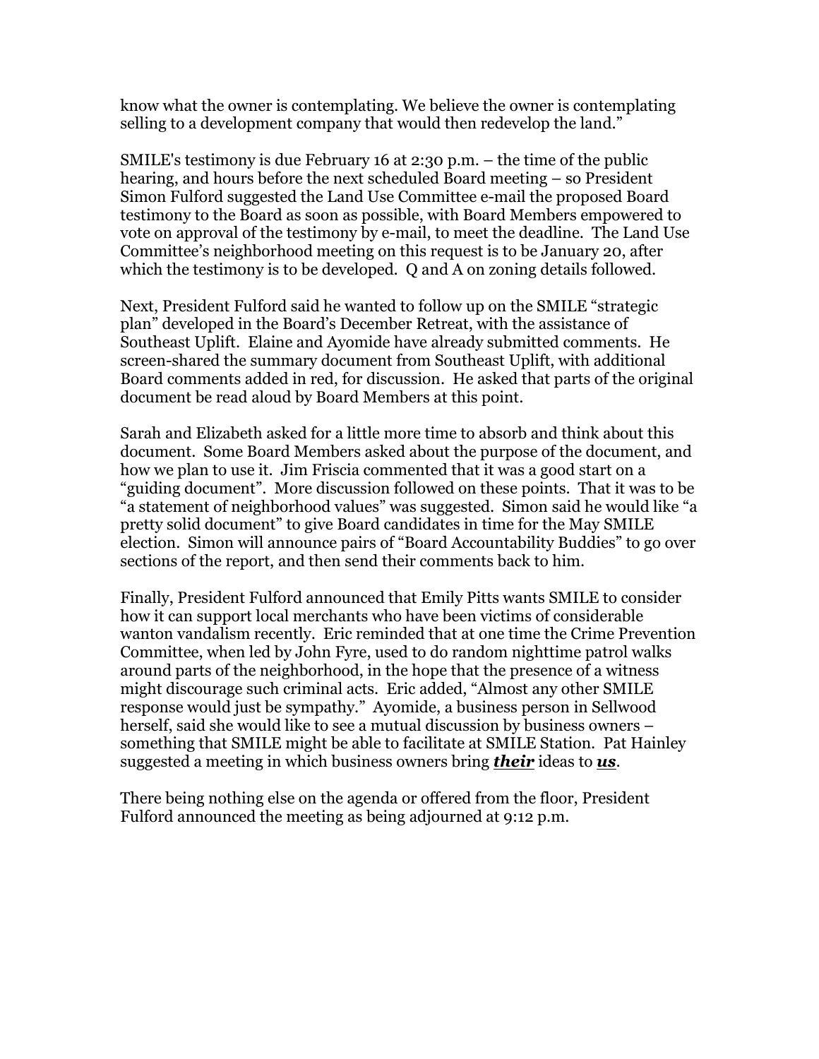know what the owner is contemplating. We believe the owner is contemplating selling to a development company that would then redevelop the land."

SMILE's testimony is due February 16 at 2:30 p.m. – the time of the public hearing, and hours before the next scheduled Board meeting – so President Simon Fulford suggested the Land Use Committee e-mail the proposed Board testimony to the Board as soon as possible, with Board Members empowered to vote on approval of the testimony by e-mail, to meet the deadline. The Land Use Committee's neighborhood meeting on this request is to be January 20, after which the testimony is to be developed. Q and A on zoning details followed.

Next, President Fulford said he wanted to follow up on the SMILE "strategic plan" developed in the Board's December Retreat, with the assistance of Southeast Uplift. Elaine and Ayomide have already submitted comments. He screen-shared the summary document from Southeast Uplift, with additional Board comments added in red, for discussion. He asked that parts of the original document be read aloud by Board Members at this point.

Sarah and Elizabeth asked for a little more time to absorb and think about this document. Some Board Members asked about the purpose of the document, and how we plan to use it. Jim Friscia commented that it was a good start on a "guiding document". More discussion followed on these points. That it was to be "a statement of neighborhood values" was suggested. Simon said he would like "a pretty solid document" to give Board candidates in time for the May SMILE election. Simon will announce pairs of "Board Accountability Buddies" to go over sections of the report, and then send their comments back to him.

Finally, President Fulford announced that Emily Pitts wants SMILE to consider how it can support local merchants who have been victims of considerable wanton vandalism recently. Eric reminded that at one time the Crime Prevention Committee, when led by John Fyre, used to do random nighttime patrol walks around parts of the neighborhood, in the hope that the presence of a witness might discourage such criminal acts. Eric added, "Almost any other SMILE response would just be sympathy." Ayomide, a business person in Sellwood herself, said she would like to see a mutual discussion by business owners – something that SMILE might be able to facilitate at SMILE Station. Pat Hainley suggested a meeting in which business owners bring ***<u>their</u>*** ideas to ***<u>us</u>***.

There being nothing else on the agenda or offered from the floor, President Fulford announced the meeting as being adjourned at 9:12 p.m.